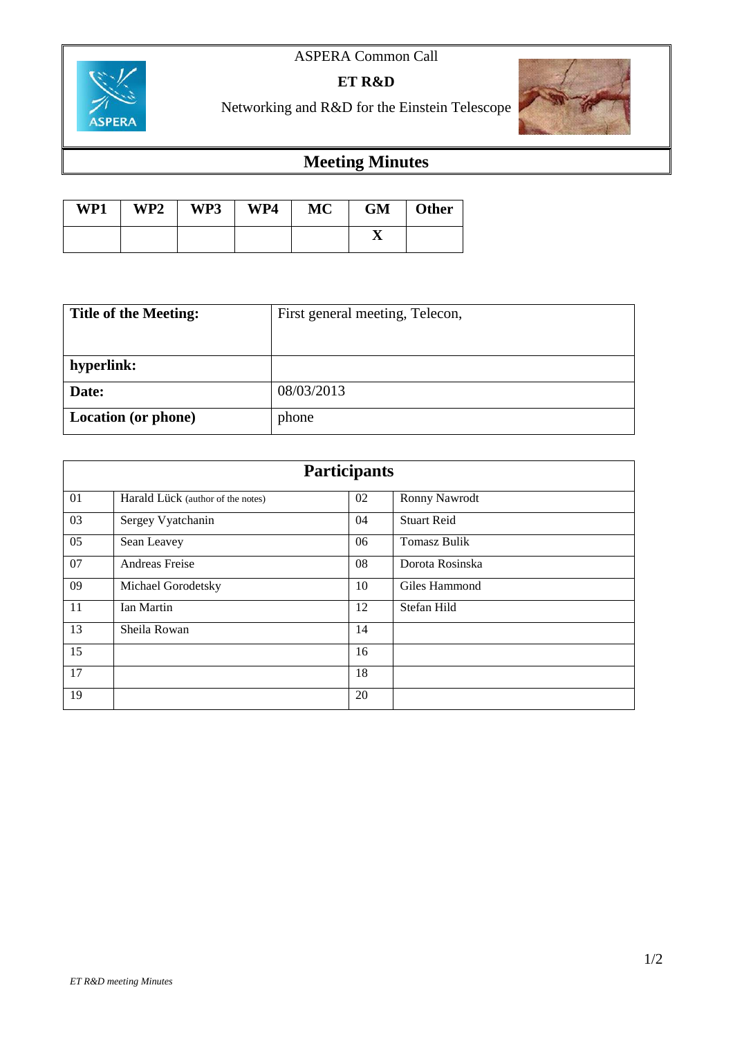ASPERA Common Call

**ET R&D**

Networking and R&D for the Einstein Telescope

# Meeting Minutes

| WP1 | WP2 | WP3 | WP4 | MC | GM | Other |
|---|---|---|---|---|---|---|
| | | | | | X | |

| **Title of the Meeting:** | First general meeting, Telecon, |
|---|---|
| **hyperlink:** | |
| **Date:** | 08/03/2013 |
| **Location (or phone)** | phone |

| **Participants** | | | |
|---|---|---|---|
| 01 | Harald Lück (author of the notes) | 02 | Ronny Nawrodt |
| 03 | Sergey Vyatchanin | 04 | Stuart Reid |
| 05 | Sean Leavey | 06 | Tomasz Bulik |
| 07 | Andreas Freise | 08 | Dorota Rosinska |
| 09 | Michael Gorodetsky | 10 | Giles Hammond |
| 11 | Ian Martin | 12 | Stefan Hild |
| 13 | Sheila Rowan | 14 | |
| 15 | | 16 | |
| 17 | | 18 | |
| 19 | | 20 | |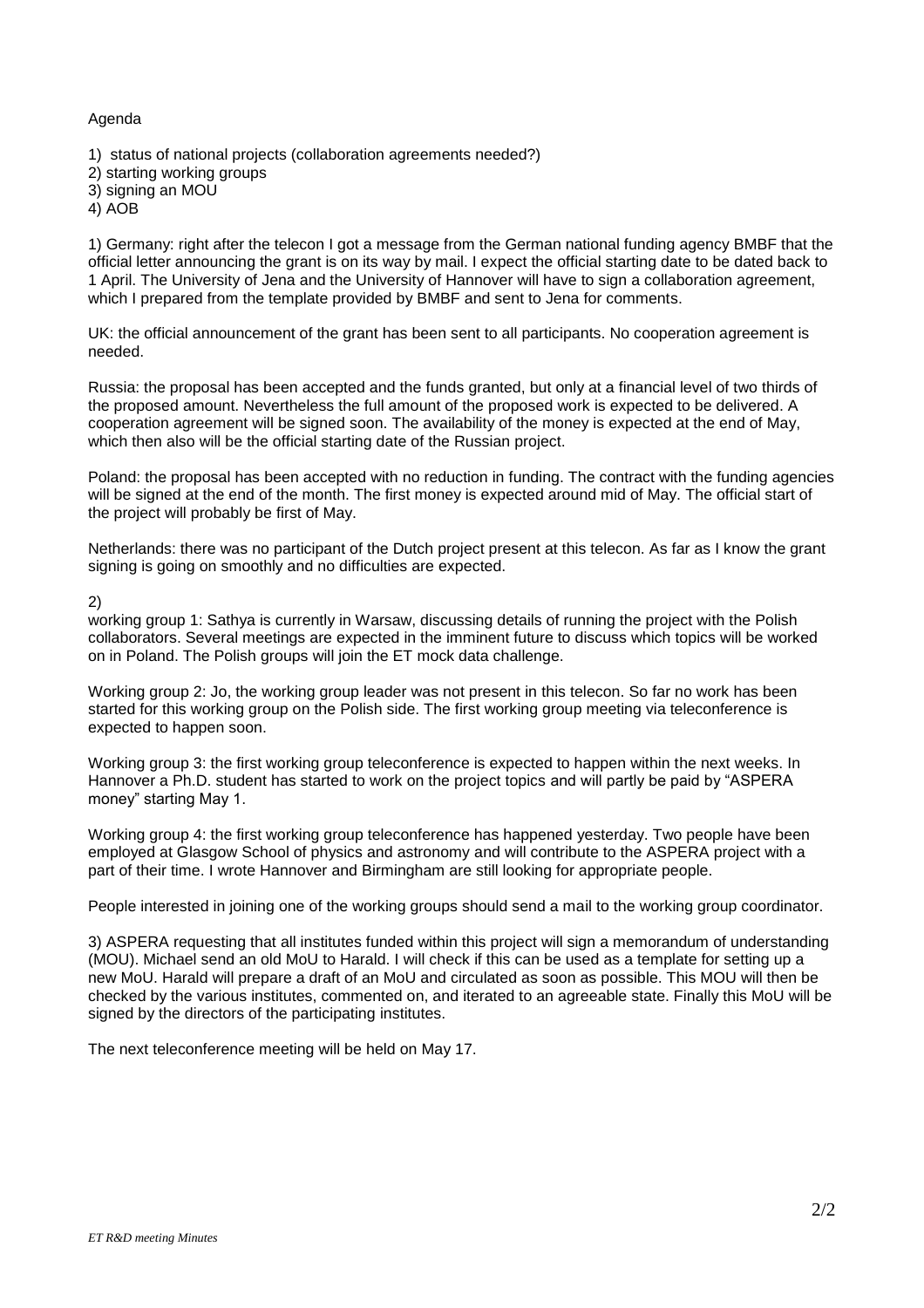Agenda

1) status of national projects (collaboration agreements needed?)
2) starting working groups
3) signing an MOU
4) AOB

1) Germany: right after the telecon I got a message from the German national funding agency BMBF that the official letter announcing the grant is on its way by mail. I expect the official starting date to be dated back to 1 April. The University of Jena and the University of Hannover will have to sign a collaboration agreement, which I prepared from the template provided by BMBF and sent to Jena for comments.

UK: the official announcement of the grant has been sent to all participants. No cooperation agreement is needed.

Russia: the proposal has been accepted and the funds granted, but only at a financial level of two thirds of the proposed amount. Nevertheless the full amount of the proposed work is expected to be delivered. A cooperation agreement will be signed soon. The availability of the money is expected at the end of May, which then also will be the official starting date of the Russian project.

Poland: the proposal has been accepted with no reduction in funding. The contract with the funding agencies will be signed at the end of the month. The first money is expected around mid of May. The official start of the project will probably be first of May.

Netherlands: there was no participant of the Dutch project present at this telecon. As far as I know the grant signing is going on smoothly and no difficulties are expected.

2)
working group 1: Sathya is currently in Warsaw, discussing details of running the project with the Polish collaborators. Several meetings are expected in the imminent future to discuss which topics will be worked on in Poland. The Polish groups will join the ET mock data challenge.

Working group 2: Jo, the working group leader was not present in this telecon. So far no work has been started for this working group on the Polish side. The first working group meeting via teleconference is expected to happen soon.

Working group 3: the first working group teleconference is expected to happen within the next weeks. In Hannover a Ph.D. student has started to work on the project topics and will partly be paid by "ASPERA money" starting May 1.

Working group 4: the first working group teleconference has happened yesterday. Two people have been employed at Glasgow School of physics and astronomy and will contribute to the ASPERA project with a part of their time. I wrote Hannover and Birmingham are still looking for appropriate people.

People interested in joining one of the working groups should send a mail to the working group coordinator.

3) ASPERA requesting that all institutes funded within this project will sign a memorandum of understanding (MOU). Michael send an old MoU to Harald. I will check if this can be used as a template for setting up a new MoU. Harald will prepare a draft of an MoU and circulated as soon as possible. This MOU will then be checked by the various institutes, commented on, and iterated to an agreeable state. Finally this MoU will be signed by the directors of the participating institutes.

The next teleconference meeting will be held on May 17.